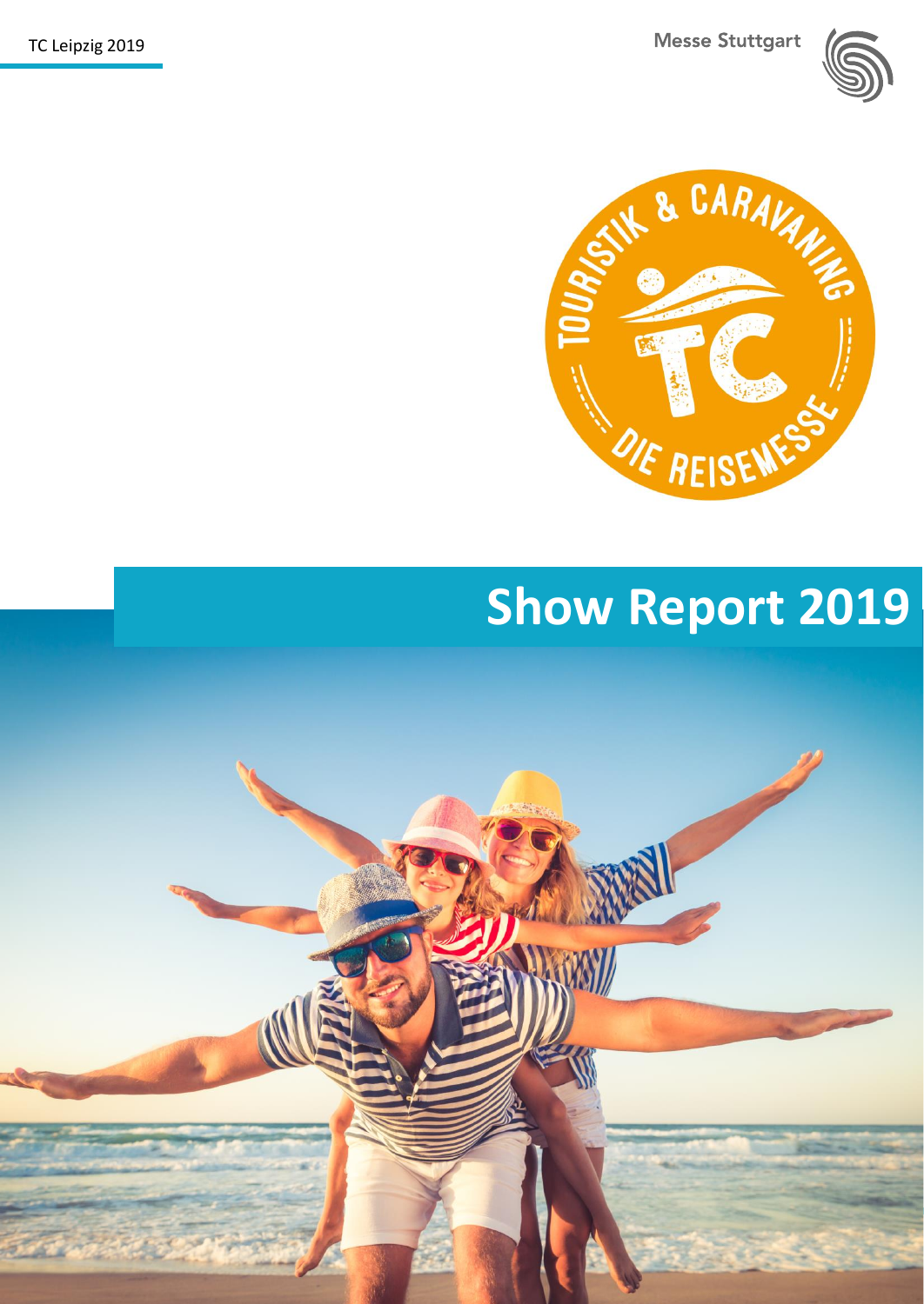TC Leipzig 2019

Messe Stuttgart

# Show Report 2019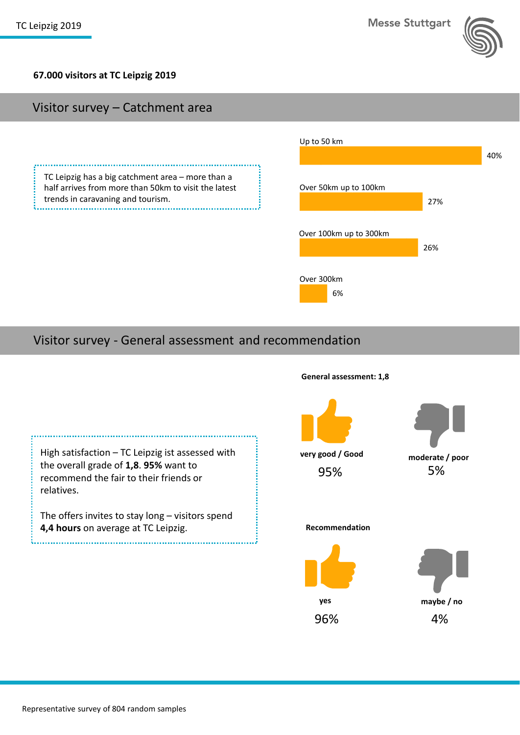**67.000 visitors at TC Leipzig 2019**

## Visitor survey – Catchment area

TC Leipzig has a big catchment area – more than a half arrives from more than 50km to visit the latest trends in caravaning and tourism.

| Distance | Share |
|---|---|
| Up to 50 km | 40% |
| Over 50km up to 100km | 27% |
| Over 100km up to 300km | 26% |
| Over 300km | 6% |

## Visitor survey - General assessment and recommendation

High satisfaction – TC Leipzig ist assessed with the overall grade of **1,8**. **95%** want to recommend the fair to their friends or relatives.

The offers invites to stay long – visitors spend **4,4 hours** on average at TC Leipzig.

**General assessment: 1,8**

| **very good / Good** | **moderate / poor** |
|---|---|
| 95% | 5% |

**Recommendation**

| **yes** | **maybe / no** |
|---|---|
| 96% | 4% |

Representative survey of 804 random samples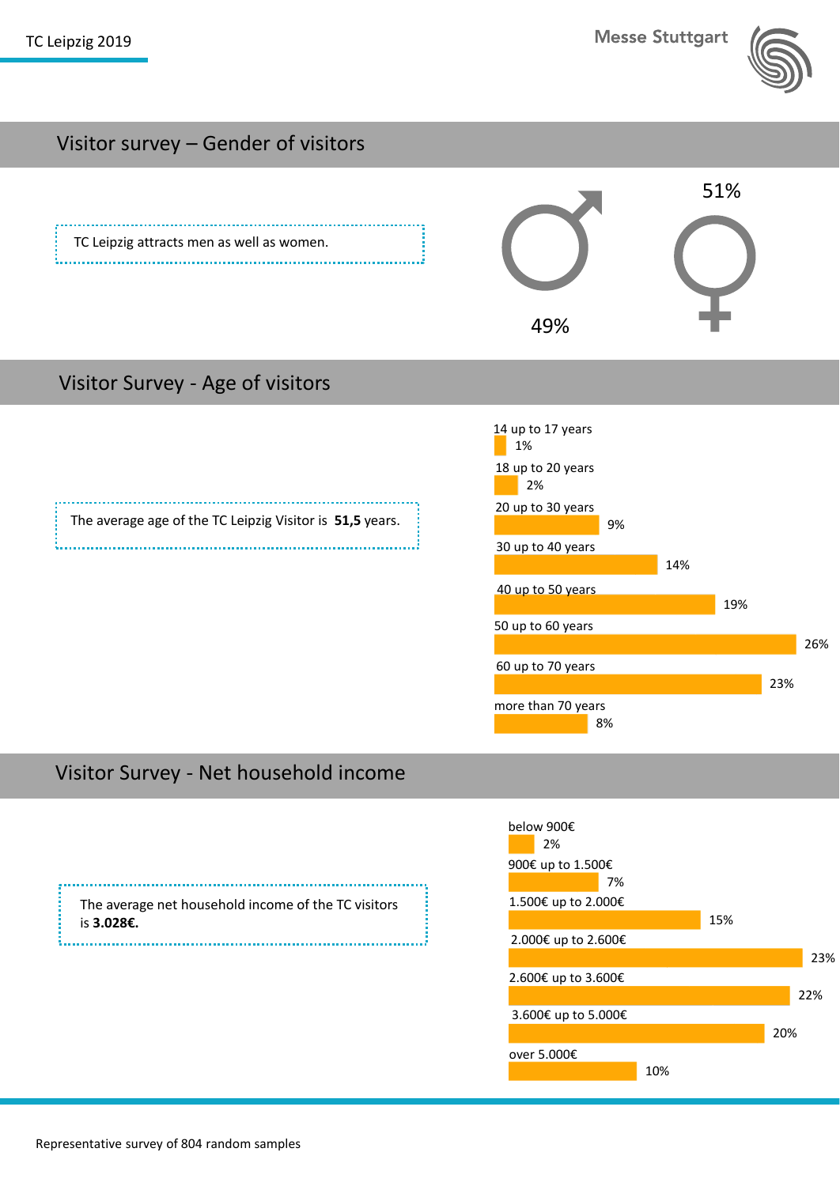## Visitor survey – Gender of visitors

TC Leipzig attracts men as well as women.

| Gender | Share |
|---|---|
| Male | 49% |
| Female | 51% |

## Visitor Survey - Age of visitors

The average age of the TC Leipzig Visitor is **51,5** years.

| Age | Share |
|---|---|
| 14 up to 17 years | 1% |
| 18 up to 20 years | 2% |
| 20 up to 30 years | 9% |
| 30 up to 40 years | 14% |
| 40 up to 50 years | 19% |
| 50 up to 60 years | 26% |
| 60 up to 70 years | 23% |
| more than 70 years | 8% |

## Visitor Survey - Net household income

The average net household income of the TC visitors is **3.028€.**

| Net household income | Share |
|---|---|
| below 900€ | 2% |
| 900€ up to 1.500€ | 7% |
| 1.500€ up to 2.000€ | 15% |
| 2.000€ up to 2.600€ | 23% |
| 2.600€ up to 3.600€ | 22% |
| 3.600€ up to 5.000€ | 20% |
| over 5.000€ | 10% |

Representative survey of 804 random samples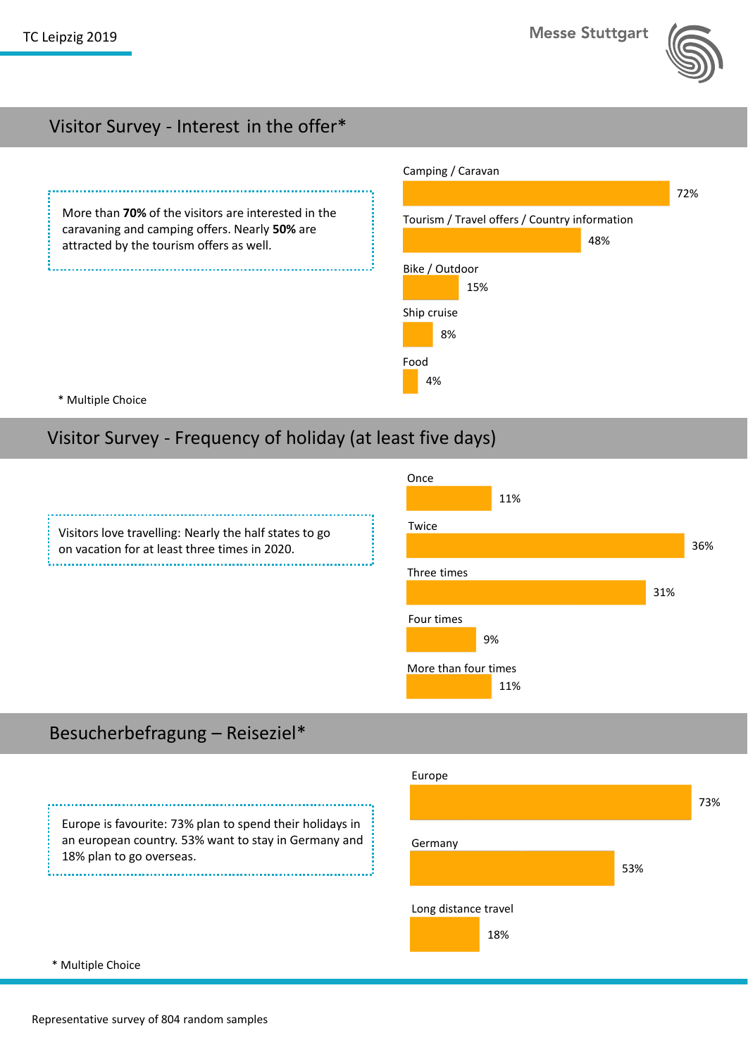## Visitor Survey - Interest in the offer*

More than **70%** of the visitors are interested in the caravaning and camping offers. Nearly **50%** are attracted by the tourism offers as well.

| Offer | Share |
|---|---|
| Camping / Caravan | 72% |
| Tourism / Travel offers / Country information | 48% |
| Bike / Outdoor | 15% |
| Ship cruise | 8% |
| Food | 4% |

\* Multiple Choice

## Visitor Survey - Frequency of holiday (at least five days)

Visitors love travelling: Nearly the half states to go on vacation for at least three times in 2020.

| Frequency | Share |
|---|---|
| Once | 11% |
| Twice | 36% |
| Three times | 31% |
| Four times | 9% |
| More than four times | 11% |

## Besucherbefragung – Reiseziel*

Europe is favourite: 73% plan to spend their holidays in an european country. 53% want to stay in Germany and 18% plan to go overseas.

| Destination | Share |
|---|---|
| Europe | 73% |
| Germany | 53% |
| Long distance travel | 18% |

\* Multiple Choice

Representative survey of 804 random samples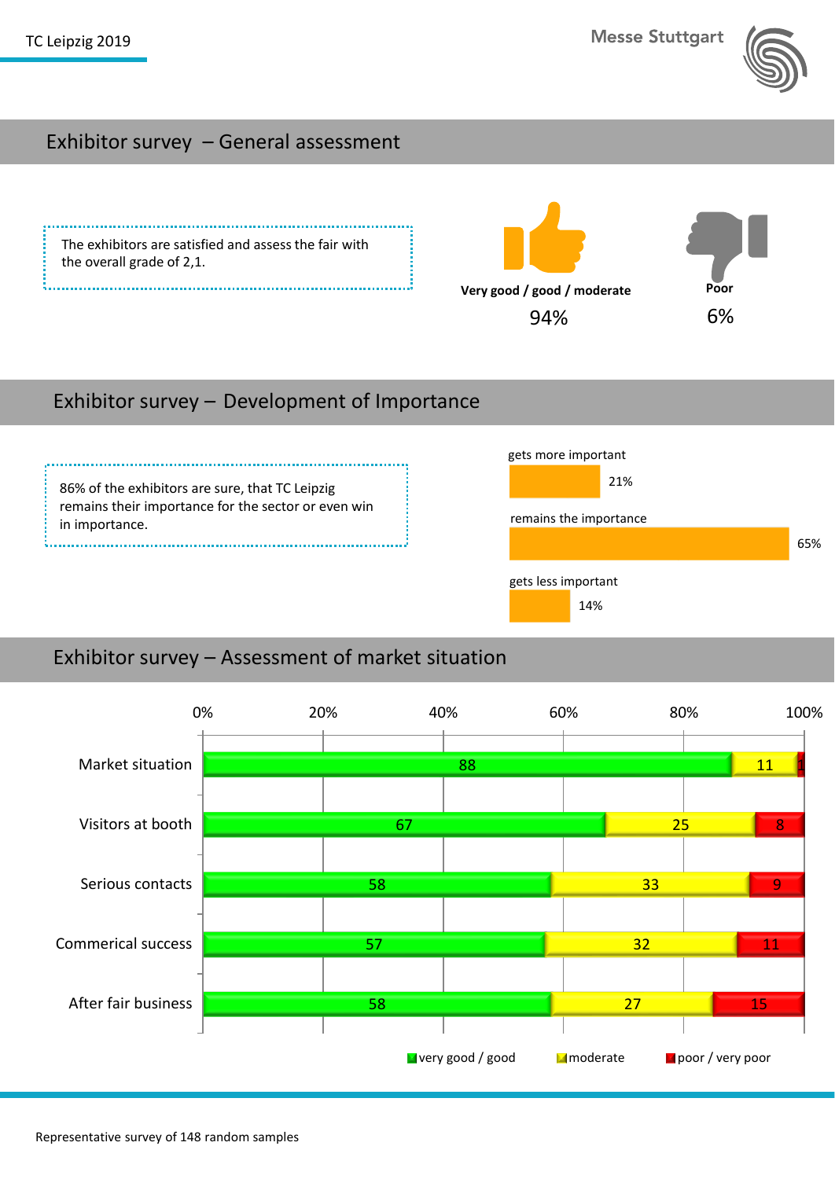# Exhibitor survey – General assessment

The exhibitors are satisfied and assess the fair with the overall grade of 2,1.

Very good / good / moderate

94%

Poor

6%

# Exhibitor survey – Development of Importance

86% of the exhibitors are sure, that TC Leipzig remains their importance for the sector or even win in importance.

gets more important

21%

remains the importance

65%

gets less important

14%

# Exhibitor survey – Assessment of market situation

0%
20%
40%
60%
80%
100%

Market situation
88
11
1

Visitors at booth
67
25
8

Serious contacts
58
33
9

Commerical success
57
32
11

After fair business
58
27
15

very good / good
moderate
poor / very poor

Representative survey of 148 random samples